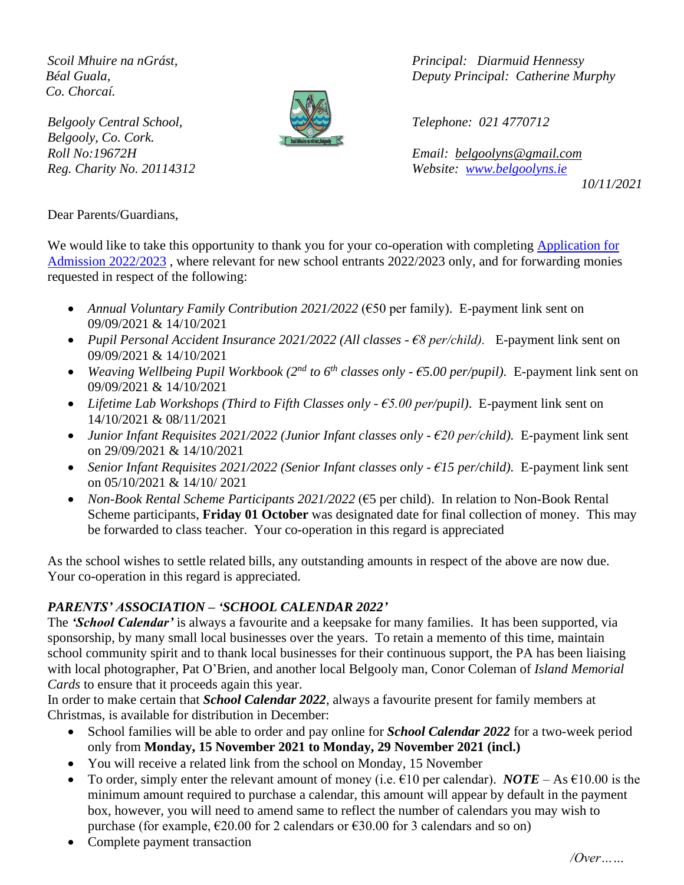*Scoil Mhuire na nGrást,*
*Béal Guala,*
*Co. Chorcaí.*

*Belgooly Central School,*
*Belgooly, Co. Cork.*
*Roll No:19672H*
*Reg. Charity No. 20114312*

*Principal: Diarmuid Hennessy*
*Deputy Principal: Catherine Murphy*

*Telephone: 021 4770712*

*Email: belgoolyns@gmail.com*
*Website: www.belgoolyns.ie*

*10/11/2021*

Dear Parents/Guardians,

We would like to take this opportunity to thank you for your co-operation with completing Application for Admission 2022/2023 , where relevant for new school entrants 2022/2023 only, and for forwarding monies requested in respect of the following:

- *Annual Voluntary Family Contribution 2021/2022* (€50 per family). E-payment link sent on 09/09/2021 & 14/10/2021
- *Pupil Personal Accident Insurance 2021/2022 (All classes - €8 per/child).* E-payment link sent on 09/09/2021 & 14/10/2021
- *Weaving Wellbeing Pupil Workbook (2nd to 6th classes only - €5.00 per/pupil).* E-payment link sent on 09/09/2021 & 14/10/2021
- *Lifetime Lab Workshops (Third to Fifth Classes only - €5.00 per/pupil).* E-payment link sent on 14/10/2021 & 08/11/2021
- *Junior Infant Requisites 2021/2022 (Junior Infant classes only - €20 per/child).* E-payment link sent on 29/09/2021 & 14/10/2021
- *Senior Infant Requisites 2021/2022 (Senior Infant classes only - €15 per/child).* E-payment link sent on 05/10/2021 & 14/10/ 2021
- *Non-Book Rental Scheme Participants 2021/2022* (€5 per child). In relation to Non-Book Rental Scheme participants, **Friday 01 October** was designated date for final collection of money. This may be forwarded to class teacher. Your co-operation in this regard is appreciated

As the school wishes to settle related bills, any outstanding amounts in respect of the above are now due. Your co-operation in this regard is appreciated.

***PARENTS' ASSOCIATION – 'SCHOOL CALENDAR 2022'***

The ***'School Calendar'*** is always a favourite and a keepsake for many families. It has been supported, via sponsorship, by many small local businesses over the years. To retain a memento of this time, maintain school community spirit and to thank local businesses for their continuous support, the PA has been liaising with local photographer, Pat O'Brien, and another local Belgooly man, Conor Coleman of *Island Memorial Cards* to ensure that it proceeds again this year.

In order to make certain that ***School Calendar 2022***, always a favourite present for family members at Christmas, is available for distribution in December:

- School families will be able to order and pay online for ***School Calendar 2022*** for a two-week period only from **Monday, 15 November 2021 to Monday, 29 November 2021 (incl.)**
- You will receive a related link from the school on Monday, 15 November
- To order, simply enter the relevant amount of money (i.e. €10 per calendar). ***NOTE*** – As €10.00 is the minimum amount required to purchase a calendar, this amount will appear by default in the payment box, however, you will need to amend same to reflect the number of calendars you may wish to purchase (for example, €20.00 for 2 calendars or €30.00 for 3 calendars and so on)
- Complete payment transaction

*/Over……*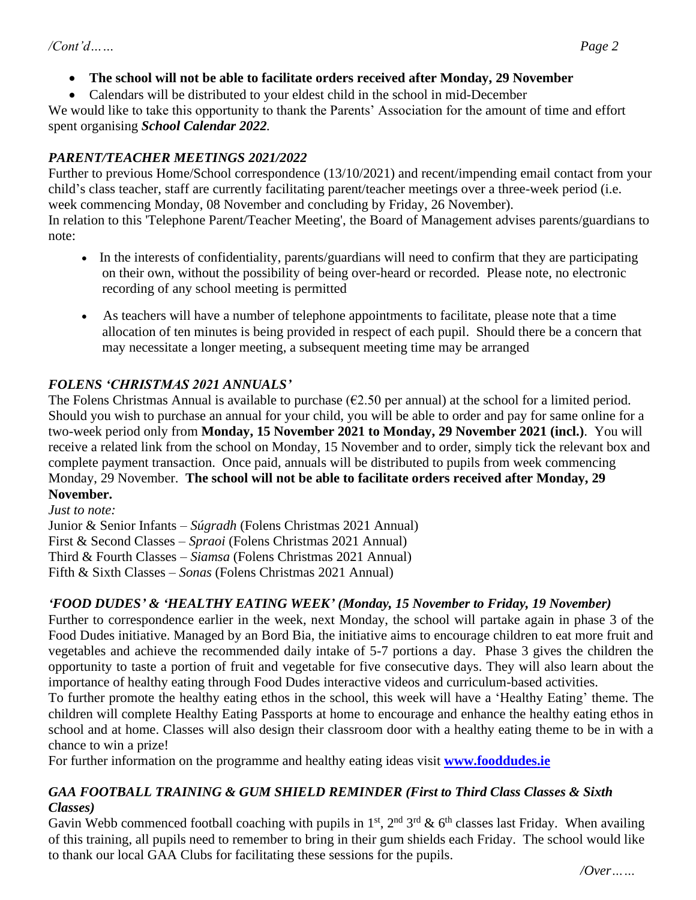- **The school will not be able to facilitate orders received after Monday, 29 November**
- Calendars will be distributed to your eldest child in the school in mid-December

We would like to take this opportunity to thank the Parents' Association for the amount of time and effort spent organising ***School Calendar 2022***.

### *PARENT/TEACHER MEETINGS 2021/2022*

Further to previous Home/School correspondence (13/10/2021) and recent/impending email contact from your child's class teacher, staff are currently facilitating parent/teacher meetings over a three-week period (i.e. week commencing Monday, 08 November and concluding by Friday, 26 November).

In relation to this 'Telephone Parent/Teacher Meeting', the Board of Management advises parents/guardians to note:

- In the interests of confidentiality, parents/guardians will need to confirm that they are participating on their own, without the possibility of being over-heard or recorded. Please note, no electronic recording of any school meeting is permitted
- As teachers will have a number of telephone appointments to facilitate, please note that a time allocation of ten minutes is being provided in respect of each pupil. Should there be a concern that may necessitate a longer meeting, a subsequent meeting time may be arranged

### *FOLENS 'CHRISTMAS 2021 ANNUALS'*

The Folens Christmas Annual is available to purchase (€2.50 per annual) at the school for a limited period. Should you wish to purchase an annual for your child, you will be able to order and pay for same online for a two-week period only from **Monday, 15 November 2021 to Monday, 29 November 2021 (incl.)**. You will receive a related link from the school on Monday, 15 November and to order, simply tick the relevant box and complete payment transaction. Once paid, annuals will be distributed to pupils from week commencing Monday, 29 November. **The school will not be able to facilitate orders received after Monday, 29 November.**

*Just to note:*

Junior & Senior Infants – *Súgradh* (Folens Christmas 2021 Annual)
First & Second Classes – *Spraoi* (Folens Christmas 2021 Annual)
Third & Fourth Classes – *Siamsa* (Folens Christmas 2021 Annual)
Fifth & Sixth Classes – *Sonas* (Folens Christmas 2021 Annual)

### *'FOOD DUDES' & 'HEALTHY EATING WEEK' (Monday, 15 November to Friday, 19 November)*

Further to correspondence earlier in the week, next Monday, the school will partake again in phase 3 of the Food Dudes initiative. Managed by an Bord Bia, the initiative aims to encourage children to eat more fruit and vegetables and achieve the recommended daily intake of 5-7 portions a day. Phase 3 gives the children the opportunity to taste a portion of fruit and vegetable for five consecutive days. They will also learn about the importance of healthy eating through Food Dudes interactive videos and curriculum-based activities.

To further promote the healthy eating ethos in the school, this week will have a 'Healthy Eating' theme. The children will complete Healthy Eating Passports at home to encourage and enhance the healthy eating ethos in school and at home. Classes will also design their classroom door with a healthy eating theme to be in with a chance to win a prize!

For further information on the programme and healthy eating ideas visit **[www.fooddudes.ie](http://www.fooddudes.ie)**

### *GAA FOOTBALL TRAINING & GUM SHIELD REMINDER (First to Third Class Classes & Sixth Classes)*

Gavin Webb commenced football coaching with pupils in 1st, 2nd 3rd & 6th classes last Friday. When availing of this training, all pupils need to remember to bring in their gum shields each Friday. The school would like to thank our local GAA Clubs for facilitating these sessions for the pupils.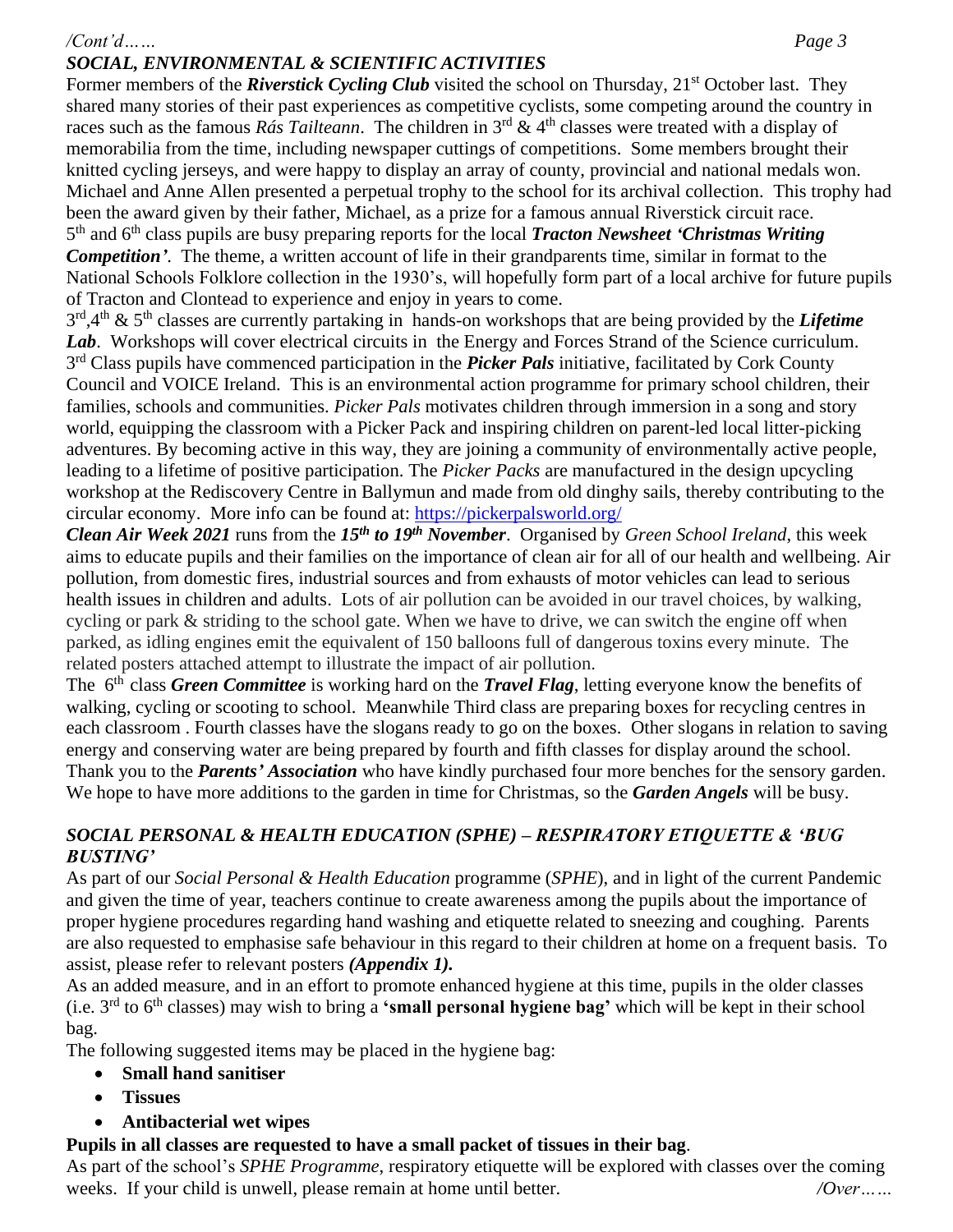/Cont'd……

## *SOCIAL, ENVIRONMENTAL & SCIENTIFIC ACTIVITIES*

Former members of the ***Riverstick Cycling Club*** visited the school on Thursday, 21st October last. They shared many stories of their past experiences as competitive cyclists, some competing around the country in races such as the famous *Rás Tailteann*. The children in 3rd & 4th classes were treated with a display of memorabilia from the time, including newspaper cuttings of competitions. Some members brought their knitted cycling jerseys, and were happy to display an array of county, provincial and national medals won. Michael and Anne Allen presented a perpetual trophy to the school for its archival collection. This trophy had been the award given by their father, Michael, as a prize for a famous annual Riverstick circuit race.

5th and 6th class pupils are busy preparing reports for the local ***Tracton Newsheet 'Christmas Writing Competition'***. The theme, a written account of life in their grandparents time, similar in format to the National Schools Folklore collection in the 1930's, will hopefully form part of a local archive for future pupils of Tracton and Clontead to experience and enjoy in years to come.

3rd, 4th & 5th classes are currently partaking in hands-on workshops that are being provided by the ***Lifetime Lab***. Workshops will cover electrical circuits in the Energy and Forces Strand of the Science curriculum.

3rd Class pupils have commenced participation in the ***Picker Pals*** initiative, facilitated by Cork County Council and VOICE Ireland. This is an environmental action programme for primary school children, their families, schools and communities. *Picker Pals* motivates children through immersion in a song and story world, equipping the classroom with a Picker Pack and inspiring children on parent-led local litter-picking adventures. By becoming active in this way, they are joining a community of environmentally active people, leading to a lifetime of positive participation. The *Picker Packs* are manufactured in the design upcycling workshop at the Rediscovery Centre in Ballymun and made from old dinghy sails, thereby contributing to the circular economy. More info can be found at: https://pickerpalsworld.org/

***Clean Air Week 2021*** runs from the ***15th to 19th November***. Organised by *Green School Ireland*, this week aims to educate pupils and their families on the importance of clean air for all of our health and wellbeing. Air pollution, from domestic fires, industrial sources and from exhausts of motor vehicles can lead to serious health issues in children and adults. Lots of air pollution can be avoided in our travel choices, by walking, cycling or park & striding to the school gate. When we have to drive, we can switch the engine off when parked, as idling engines emit the equivalent of 150 balloons full of dangerous toxins every minute. The related posters attached attempt to illustrate the impact of air pollution.

The 6th class ***Green Committee*** is working hard on the ***Travel Flag***, letting everyone know the benefits of walking, cycling or scooting to school. Meanwhile Third class are preparing boxes for recycling centres in each classroom . Fourth classes have the slogans ready to go on the boxes. Other slogans in relation to saving energy and conserving water are being prepared by fourth and fifth classes for display around the school.

Thank you to the ***Parents' Association*** who have kindly purchased four more benches for the sensory garden. We hope to have more additions to the garden in time for Christmas, so the ***Garden Angels*** will be busy.

## *SOCIAL PERSONAL & HEALTH EDUCATION (SPHE) – RESPIRATORY ETIQUETTE & 'BUG BUSTING'*

As part of our *Social Personal & Health Education* programme (*SPHE*), and in light of the current Pandemic and given the time of year, teachers continue to create awareness among the pupils about the importance of proper hygiene procedures regarding hand washing and etiquette related to sneezing and coughing. Parents are also requested to emphasise safe behaviour in this regard to their children at home on a frequent basis. To assist, please refer to relevant posters ***(Appendix 1).***

As an added measure, and in an effort to promote enhanced hygiene at this time, pupils in the older classes (i.e. 3rd to 6th classes) may wish to bring a **'small personal hygiene bag'** which will be kept in their school bag.

The following suggested items may be placed in the hygiene bag:

- **Small hand sanitiser**
- **Tissues**
- **Antibacterial wet wipes**

**Pupils in all classes are requested to have a small packet of tissues in their bag**.

As part of the school's *SPHE Programme*, respiratory etiquette will be explored with classes over the coming weeks. If your child is unwell, please remain at home until better.

*/Over……*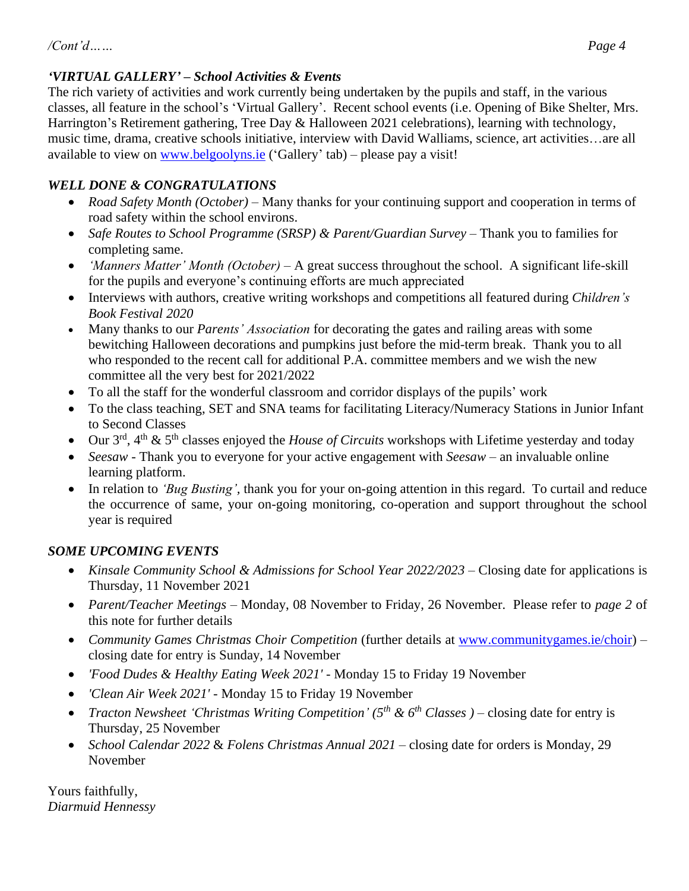/Cont'd……

### *'VIRTUAL GALLERY' – School Activities & Events*

The rich variety of activities and work currently being undertaken by the pupils and staff, in the various classes, all feature in the school's 'Virtual Gallery'. Recent school events (i.e. Opening of Bike Shelter, Mrs. Harrington's Retirement gathering, Tree Day & Halloween 2021 celebrations), learning with technology, music time, drama, creative schools initiative, interview with David Walliams, science, art activities…are all available to view on [www.belgoolyns.ie](http://www.belgoolyns.ie) ('Gallery' tab) – please pay a visit!

### *WELL DONE & CONGRATULATIONS*

- *Road Safety Month (October)* – Many thanks for your continuing support and cooperation in terms of road safety within the school environs.
- *Safe Routes to School Programme (SRSP) & Parent/Guardian Survey* – Thank you to families for completing same.
- *'Manners Matter' Month (October)* – A great success throughout the school. A significant life-skill for the pupils and everyone's continuing efforts are much appreciated
- Interviews with authors, creative writing workshops and competitions all featured during *Children's Book Festival 2020*
- Many thanks to our *Parents' Association* for decorating the gates and railing areas with some bewitching Halloween decorations and pumpkins just before the mid-term break. Thank you to all who responded to the recent call for additional P.A. committee members and we wish the new committee all the very best for 2021/2022
- To all the staff for the wonderful classroom and corridor displays of the pupils' work
- To the class teaching, SET and SNA teams for facilitating Literacy/Numeracy Stations in Junior Infant to Second Classes
- Our 3rd, 4th & 5th classes enjoyed the *House of Circuits* workshops with Lifetime yesterday and today
- *Seesaw* - Thank you to everyone for your active engagement with *Seesaw* – an invaluable online learning platform.
- In relation to *'Bug Busting'*, thank you for your on-going attention in this regard. To curtail and reduce the occurrence of same, your on-going monitoring, co-operation and support throughout the school year is required

### *SOME UPCOMING EVENTS*

- *Kinsale Community School & Admissions for School Year 2022/2023* – Closing date for applications is Thursday, 11 November 2021
- *Parent/Teacher Meetings* – Monday, 08 November to Friday, 26 November. Please refer to *page 2* of this note for further details
- *Community Games Christmas Choir Competition* (further details at [www.communitygames.ie/choir](http://www.communitygames.ie/choir)) – closing date for entry is Sunday, 14 November
- *'Food Dudes & Healthy Eating Week 2021'* - Monday 15 to Friday 19 November
- *'Clean Air Week 2021'* - Monday 15 to Friday 19 November
- *Tracton Newsheet 'Christmas Writing Competition' (5th & 6th Classes )* – closing date for entry is Thursday, 25 November
- *School Calendar 2022* & *Folens Christmas Annual 2021* – closing date for orders is Monday, 29 November

Yours faithfully,
*Diarmuid Hennessy*